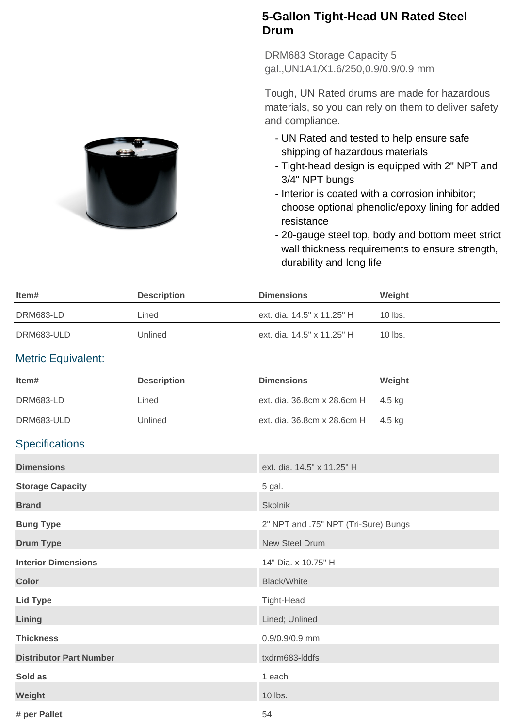# 5-Gallon Tight-Head UN Rated Steel Drum

DRM683 Storage Capacity 5 gal.,UN1A1/X1.6/250,0.9/0.9/0.9 mm

Tough, UN Rated drums are made for hazardous materials, so you can rely on them to deliver safety and compliance.

- UN Rated and tested to help ensure safe shipping of hazardous materials
- Tight-head design is equipped with 2" NPT and 3/4" NPT bungs
- Interior is coated with a corrosion inhibitor; choose optional phenolic/epoxy lining for added resistance
- 20-gauge steel top, body and bottom meet strict wall thickness requirements to ensure strength, durability and long life

| Item# | Description | Dimensions | Weight |
|---|---|---|---|
| DRM683-LD | Lined | ext. dia. 14.5" x 11.25" H | 10 lbs. |
| DRM683-ULD | Unlined | ext. dia. 14.5" x 11.25" H | 10 lbs. |

## Metric Equivalent:

| Item# | Description | Dimensions | Weight |
|---|---|---|---|
| DRM683-LD | Lined | ext. dia. 36.8cm x 28.6cm H | 4.5 kg |
| DRM683-ULD | Unlined | ext. dia. 36.8cm x 28.6cm H | 4.5 kg |

## Specifications

| | |
|---|---|
| **Dimensions** | ext. dia. 14.5" x 11.25" H |
| **Storage Capacity** | 5 gal. |
| **Brand** | Skolnik |
| **Bung Type** | 2" NPT and .75" NPT (Tri-Sure) Bungs |
| **Drum Type** | New Steel Drum |
| **Interior Dimensions** | 14" Dia. x 10.75" H |
| **Color** | Black/White |
| **Lid Type** | Tight-Head |
| **Lining** | Lined; Unlined |
| **Thickness** | 0.9/0.9/0.9 mm |
| **Distributor Part Number** | txdrm683-lddfs |
| **Sold as** | 1 each |
| **Weight** | 10 lbs. |
| **# per Pallet** | 54 |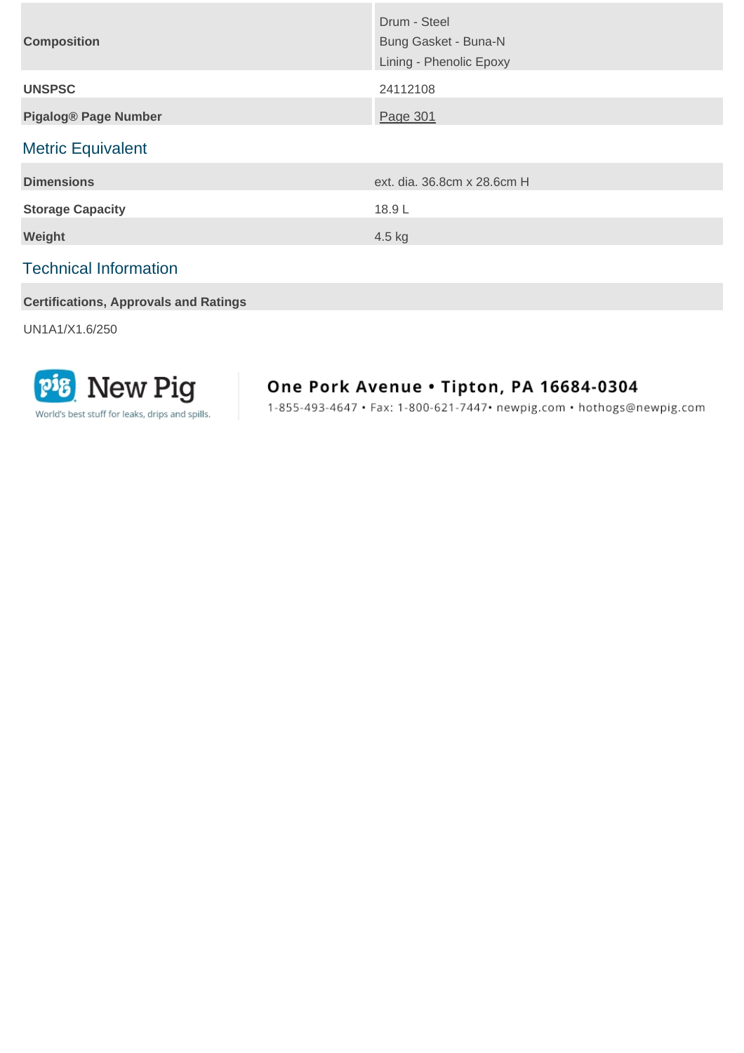| | |
|---|---|
| **Composition** | Drum - Steel<br>Bung Gasket - Buna-N<br>Lining - Phenolic Epoxy |
| **UNSPSC** | 24112108 |
| **Pigalog® Page Number** | Page 301 |

## Metric Equivalent

| | |
|---|---|
| **Dimensions** | ext. dia. 36.8cm x 28.6cm H |
| **Storage Capacity** | 18.9 L |
| **Weight** | 4.5 kg |

## Technical Information

**Certifications, Approvals and Ratings**

UN1A1/X1.6/250

New Pig
World's best stuff for leaks, drips and spills.

One Pork Avenue • Tipton, PA 16684-0304
1-855-493-4647 • Fax: 1-800-621-7447• newpig.com • hothogs@newpig.com